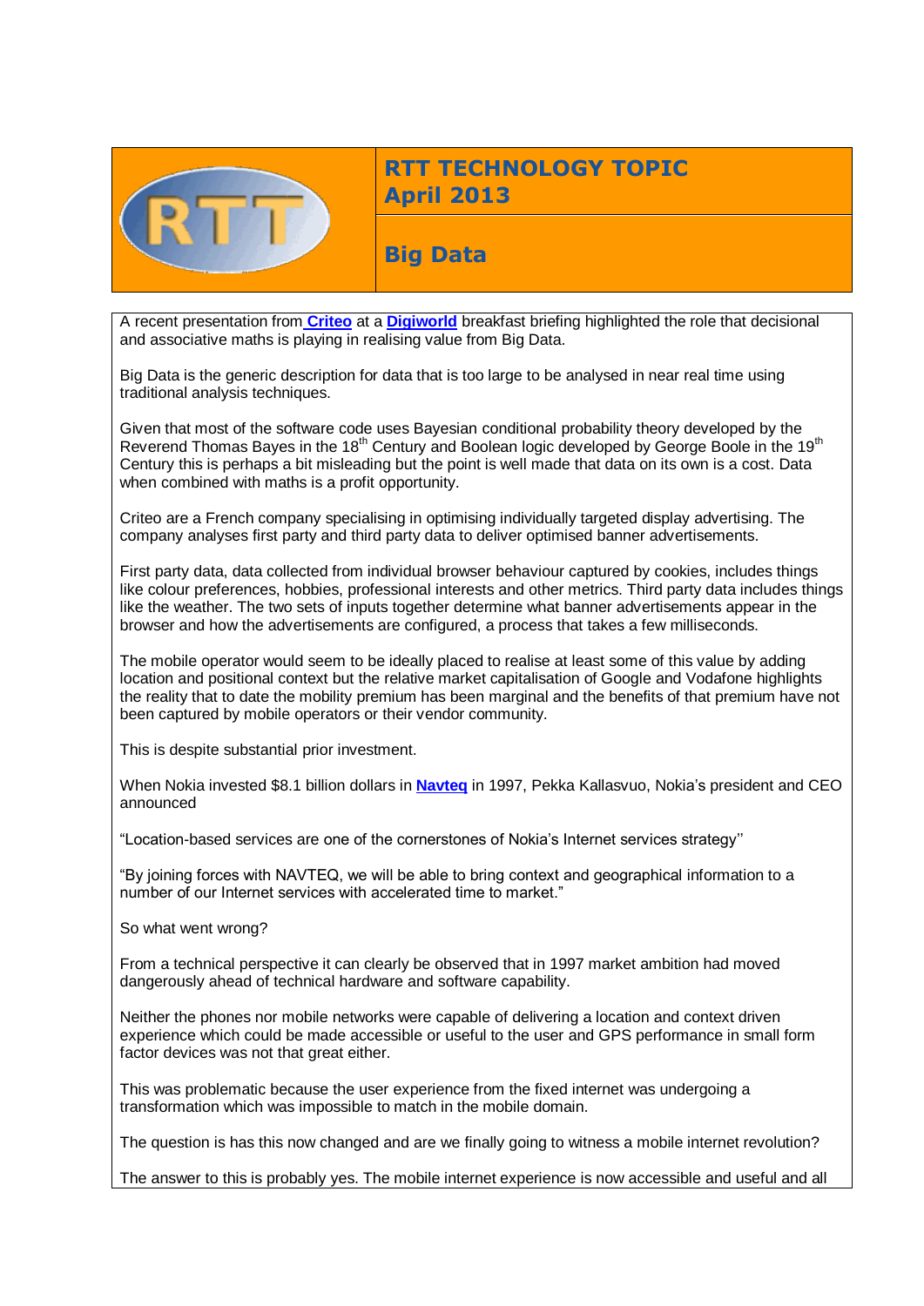# RTT TECHNOLOGY TOPIC
# April 2013

## Big Data

A recent presentation from Criteo at a Digiworld breakfast briefing highlighted the role that decisional and associative maths is playing in realising value from Big Data.

Big Data is the generic description for data that is too large to be analysed in near real time using traditional analysis techniques.

Given that most of the software code uses Bayesian conditional probability theory developed by the Reverend Thomas Bayes in the 18th Century and Boolean logic developed by George Boole in the 19th Century this is perhaps a bit misleading but the point is well made that data on its own is a cost. Data when combined with maths is a profit opportunity.

Criteo are a French company specialising in optimising individually targeted display advertising. The company analyses first party and third party data to deliver optimised banner advertisements.

First party data, data collected from individual browser behaviour captured by cookies, includes things like colour preferences, hobbies, professional interests and other metrics. Third party data includes things like the weather. The two sets of inputs together determine what banner advertisements appear in the browser and how the advertisements are configured, a process that takes a few milliseconds.

The mobile operator would seem to be ideally placed to realise at least some of this value by adding location and positional context but the relative market capitalisation of Google and Vodafone highlights the reality that to date the mobility premium has been marginal and the benefits of that premium have not been captured by mobile operators or their vendor community.

This is despite substantial prior investment.

When Nokia invested $8.1 billion dollars in Navteq in 1997, Pekka Kallasvuo, Nokia's president and CEO announced

"Location-based services are one of the cornerstones of Nokia's Internet services strategy"

"By joining forces with NAVTEQ, we will be able to bring context and geographical information to a number of our Internet services with accelerated time to market."

So what went wrong?

From a technical perspective it can clearly be observed that in 1997 market ambition had moved dangerously ahead of technical hardware and software capability.

Neither the phones nor mobile networks were capable of delivering a location and context driven experience which could be made accessible or useful to the user and GPS performance in small form factor devices was not that great either.

This was problematic because the user experience from the fixed internet was undergoing a transformation which was impossible to match in the mobile domain.

The question is has this now changed and are we finally going to witness a mobile internet revolution?

The answer to this is probably yes. The mobile internet experience is now accessible and useful and all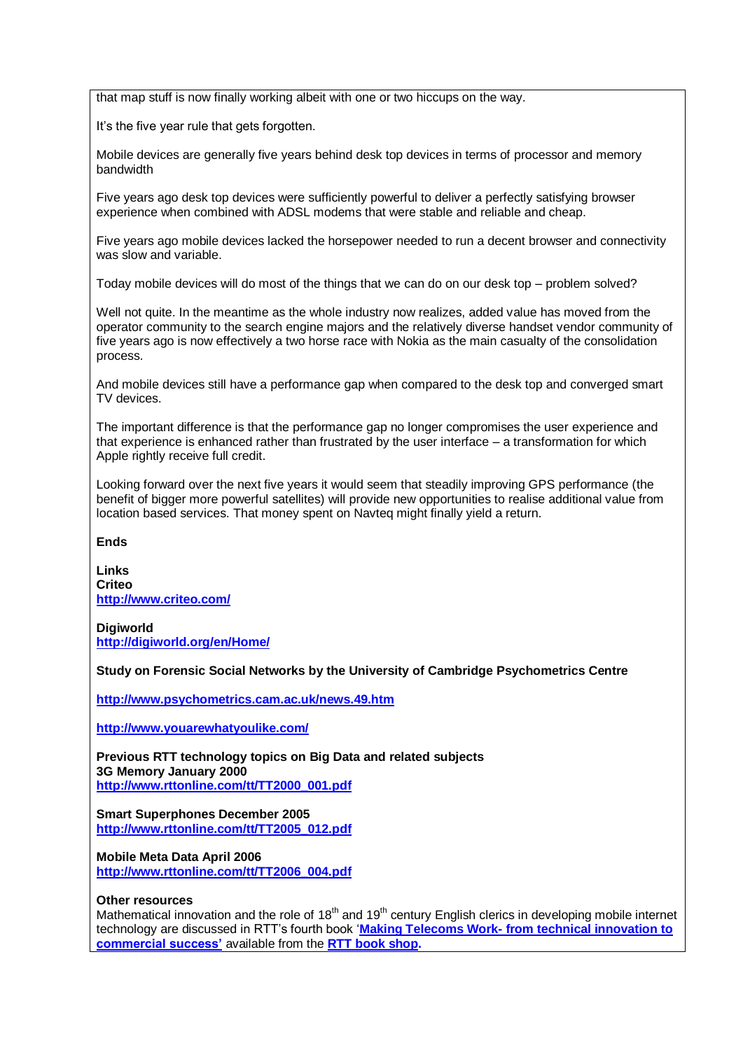that map stuff is now finally working albeit with one or two hiccups on the way.

It's the five year rule that gets forgotten.

Mobile devices are generally five years behind desk top devices in terms of processor and memory bandwidth

Five years ago desk top devices were sufficiently powerful to deliver a perfectly satisfying browser experience when combined with ADSL modems that were stable and reliable and cheap.

Five years ago mobile devices lacked the horsepower needed to run a decent browser and connectivity was slow and variable.

Today mobile devices will do most of the things that we can do on our desk top – problem solved?

Well not quite. In the meantime as the whole industry now realizes, added value has moved from the operator community to the search engine majors and the relatively diverse handset vendor community of five years ago is now effectively a two horse race with Nokia as the main casualty of the consolidation process.

And mobile devices still have a performance gap when compared to the desk top and converged smart TV devices.

The important difference is that the performance gap no longer compromises the user experience and that experience is enhanced rather than frustrated by the user interface – a transformation for which Apple rightly receive full credit.

Looking forward over the next five years it would seem that steadily improving GPS performance (the benefit of bigger more powerful satellites) will provide new opportunities to realise additional value from location based services. That money spent on Navteq might finally yield a return.

**Ends**

**Links**
**Criteo**
**http://www.criteo.com/**

**Digiworld**
**http://digiworld.org/en/Home/**

**Study on Forensic Social Networks by the University of Cambridge Psychometrics Centre**

**http://www.psychometrics.cam.ac.uk/news.49.htm**

**http://www.youarewhatyoulike.com/**

**Previous RTT technology topics on Big Data and related subjects**
**3G Memory January 2000**
**http://www.rttonline.com/tt/TT2000_001.pdf**

**Smart Superphones December 2005**
**http://www.rttonline.com/tt/TT2005_012.pdf**

**Mobile Meta Data April 2006**
**http://www.rttonline.com/tt/TT2006_004.pdf**

**Other resources**
Mathematical innovation and the role of 18th and 19th century English clerics in developing mobile internet technology are discussed in RTT's fourth book '**Making Telecoms Work- from technical innovation to commercial success'** available from the **RTT book shop.**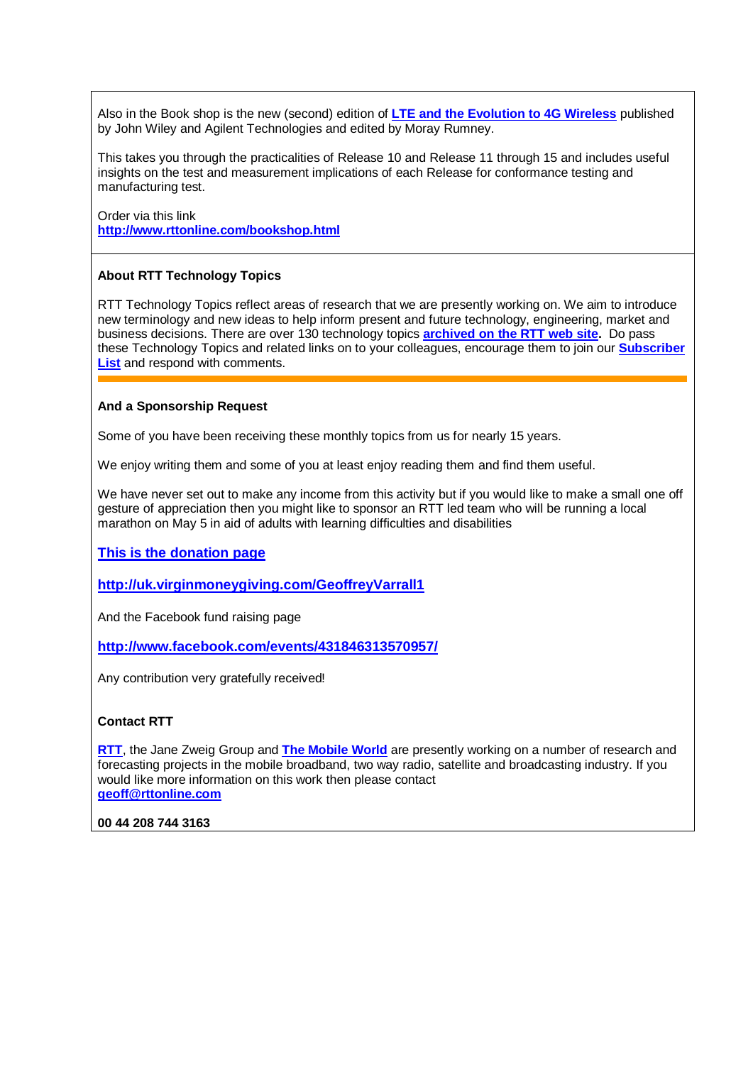Also in the Book shop is the new (second) edition of **LTE and the Evolution to 4G Wireless** published by John Wiley and Agilent Technologies and edited by Moray Rumney.

This takes you through the practicalities of Release 10 and Release 11 through 15 and includes useful insights on the test and measurement implications of each Release for conformance testing and manufacturing test.

Order via this link
**http://www.rttonline.com/bookshop.html**

**About RTT Technology Topics**

RTT Technology Topics reflect areas of research that we are presently working on. We aim to introduce new terminology and new ideas to help inform present and future technology, engineering, market and business decisions. There are over 130 technology topics **archived on the RTT web site.** Do pass these Technology Topics and related links on to your colleagues, encourage them to join our **Subscriber List** and respond with comments.

**And a Sponsorship Request**

Some of you have been receiving these monthly topics from us for nearly 15 years.

We enjoy writing them and some of you at least enjoy reading them and find them useful.

We have never set out to make any income from this activity but if you would like to make a small one off gesture of appreciation then you might like to sponsor an RTT led team who will be running a local marathon on May 5 in aid of adults with learning difficulties and disabilities

**This is the donation page**

**http://uk.virginmoneygiving.com/GeoffreyVarrall1**

And the Facebook fund raising page

**http://www.facebook.com/events/431846313570957/**

Any contribution very gratefully received!

**Contact RTT**

**RTT**, the Jane Zweig Group and **The Mobile World** are presently working on a number of research and forecasting projects in the mobile broadband, two way radio, satellite and broadcasting industry. If you would like more information on this work then please contact
**geoff@rttonline.com**

**00 44 208 744 3163**